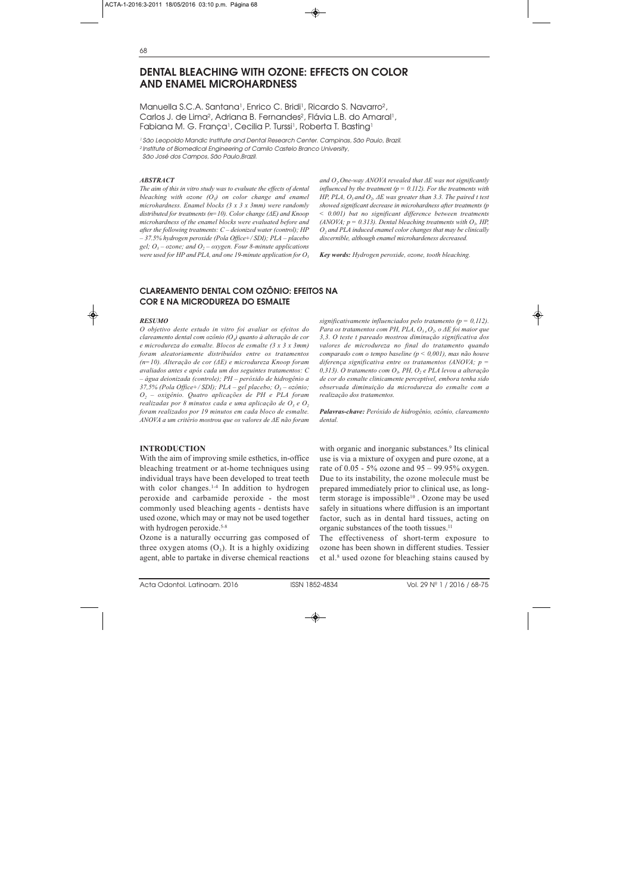# DENTAL BLEACHING WITH OZONE: EFFECTS ON COLOR AND ENAMEL MICROHARDNESS

Manuella S.C.A. Santana[1], Enrico C. Bridi[1], Ricardo S. Navarro[2], Carlos J. de Lima[2], Adriana B. Fernandes[2], Flávia L.B. do Amaral[1], Fabiana M. G. França[1], Cecilia P. Turssi[1], Roberta T. Basting[1]

[1] São Leopoldo Mandic Institute and Dental Research Center. Campinas, São Paulo, Brazil.
[2] Institute of Biomedical Engineering of Camilo Castelo Branco University, São José dos Campos, São Paulo,Brazil.

### ABSTRACT

*The aim of this in vitro study was to evaluate the effects of dental bleaching with ozone ($O_3$) on color change and enamel microhardness. Enamel blocks (3 x 3 x 3mm) were randomly distributed for treatments (n=10). Color change (ΔE) and Knoop microhardness of the enamel blocks were evaluated before and after the following treatments: C – deionized water (control); HP – 37.5% hydrogen peroxide (Pola Office+/ SDI); PLA – placebo gel; $O_3$ – ozone; and $O_2$ – oxygen. Four 8-minute applications were used for HP and PLA, and one 19-minute application for $O_3$ and $O_2$. One-way ANOVA revealed that ΔE was not significantly influenced by the treatment ($p = 0.112$). For the treatments with HP, PLA, $O_3$ and $O_2$, ΔE was greater than 3.3. The paired t test showed significant decrease in microhardness after treatments ($p < 0.001$) but no significant difference between treatments (ANOVA; $p = 0.313$). Dental bleaching treatments with $O_3$, HP, $O_2$ and PLA induced enamel color changes that may be clinically discernible, although enamel microhardeness decreased.*

***Key words:** Hydrogen peroxide, ozone, tooth bleaching.*

## CLAREAMENTO DENTAL COM OZÔNIO: EFEITOS NA COR E NA MICRODUREZA DO ESMALTE

### RESUMO

*O objetivo deste estudo in vitro foi avaliar os efeitos do clareamento dental com ozônio ($O_3$) quanto à alteração de cor e microdureza do esmalte. Blocos de esmalte (3 x 3 x 3mm) foram aleatoriamente distribuídos entre os tratamentos (n=10). Alteração de cor (ΔE) e microdureza Knoop foram avaliados antes e após cada um dos seguintes tratamentos: C – água deionizada (controle); PH – peróxido de hidrogênio a 37,5% (Pola Office+/ SDI); PLA – gel placebo; $O_3$ – ozônio; $O_2$ – oxigênio. Quatro aplicações de PH e PLA foram realizadas por 8 minutos cada e uma aplicação de $O_3$ e $O_2$ foram realizados por 19 minutos em cada bloco de esmalte. ANOVA a um critério mostrou que os valores de ΔE não foram significativamente influenciados pelo tratamento ($p = 0,112$). Para os tratamentos com PH, PLA, $O_3$, $O_2$, o ΔE foi maior que 3,3. O teste t pareado mostrou diminução significativa dos valores de microdureza no final do tratamento quando comparado com o tempo baseline ($p < 0,001$), mas não houve diferença significativa entre os tratamentos (ANOVA; $p = 0,313$). O tratamento com $O_3$, PH, $O_2$ e PLA levou a alteração de cor do esmalte clinicamente perceptível, embora tenha sido observada diminuição da microdureza do esmalte com a realização dos tratamentos.*

***Palavras-chave:** Peróxido de hidrogênio, ozônio, clareamento dental.*

## INTRODUCTION

With the aim of improving smile esthetics, in-office bleaching treatment or at-home techniques using individual trays have been developed to treat teeth with color changes.[1-4] In addition to hydrogen peroxide and carbamide peroxide - the most commonly used bleaching agents - dentists have used ozone, which may or may not be used together with hydrogen peroxide.[5-8]

Ozone is a naturally occurring gas composed of three oxygen atoms ($O_3$). It is a highly oxidizing agent, able to partake in diverse chemical reactions with organic and inorganic substances.[9] Its clinical use is via a mixture of oxygen and pure ozone, at a rate of 0.05 - 5% ozone and 95 – 99.95% oxygen. Due to its instability, the ozone molecule must be prepared immediately prior to clinical use, as long-term storage is impossible[10]. Ozone may be used safely in situations where diffusion is an important factor, such as in dental hard tissues, acting on organic substances of the tooth tissues.[11]

The effectiveness of short-term exposure to ozone has been shown in different studies. Tessier et al.[8] used ozone for bleaching stains caused by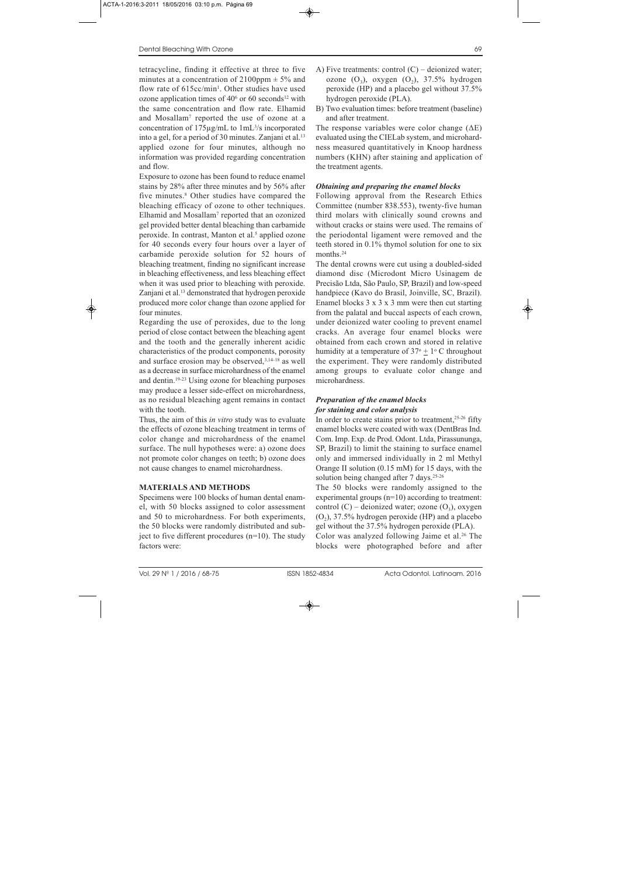tetracycline, finding it effective at three to five minutes at a concentration of 2100ppm ± 5% and flow rate of 615cc/min[1]. Other studies have used ozone application times of 40[6] or 60 seconds[12] with the same concentration and flow rate. Elhamid and Mosallam[7] reported the use of ozone at a concentration of 175µg/mL to $1mL^3$/s incorporated into a gel, for a period of 30 minutes. Zanjani et al.[13] applied ozone for four minutes, although no information was provided regarding concentration and flow.

Exposure to ozone has been found to reduce enamel stains by 28% after three minutes and by 56% after five minutes.[8] Other studies have compared the bleaching efficacy of ozone to other techniques. Elhamid and Mosallam[7] reported that an ozonized gel provided better dental bleaching than carbamide peroxide. In contrast, Manton et al.[5] applied ozone for 40 seconds every four hours over a layer of carbamide peroxide solution for 52 hours of bleaching treatment, finding no significant increase in bleaching effectiveness, and less bleaching effect when it was used prior to bleaching with peroxide. Zanjani et al.[13] demonstrated that hydrogen peroxide produced more color change than ozone applied for four minutes.

Regarding the use of peroxides, due to the long period of close contact between the bleaching agent and the tooth and the generally inherent acidic characteristics of the product components, porosity and surface erosion may be observed,[3,14-18] as well as a decrease in surface microhardness of the enamel and dentin.[19-23] Using ozone for bleaching purposes may produce a lesser side-effect on microhardness, as no residual bleaching agent remains in contact with the tooth.

Thus, the aim of this *in vitro* study was to evaluate the effects of ozone bleaching treatment in terms of color change and microhardness of the enamel surface. The null hypotheses were: a) ozone does not promote color changes on teeth; b) ozone does not cause changes to enamel microhardness.

## MATERIALS AND METHODS

Specimens were 100 blocks of human dental enamel, with 50 blocks assigned to color assessment and 50 to microhardness. For both experiments, the 50 blocks were randomly distributed and subject to five different procedures (n=10). The study factors were:

A) Five treatments: control (C) – deionized water; ozone ($O_3$), oxygen ($O_2$), 37.5% hydrogen peroxide (HP) and a placebo gel without 37.5% hydrogen peroxide (PLA).

B) Two evaluation times: before treatment (baseline) and after treatment.

The response variables were color change ($\Delta E$) evaluated using the CIELab system, and microhardness measured quantitatively in Knoop hardness numbers (KHN) after staining and application of the treatment agents.

### *Obtaining and preparing the enamel blocks*

Following approval from the Research Ethics Committee (number 838.553), twenty-five human third molars with clinically sound crowns and without cracks or stains were used. The remains of the periodontal ligament were removed and the teeth stored in 0.1% thymol solution for one to six months.[24]

The dental crowns were cut using a doubled-sided diamond disc (Microdont Micro Usinagem de Precisão Ltda, São Paulo, SP, Brazil) and low-speed handpiece (Kavo do Brasil, Joinville, SC, Brazil). Enamel blocks 3 x 3 x 3 mm were then cut starting from the palatal and buccal aspects of each crown, under deionized water cooling to prevent enamel cracks. An average four enamel blocks were obtained from each crown and stored in relative humidity at a temperature of 37º ± 1º C throughout the experiment. They were randomly distributed among groups to evaluate color change and microhardness.

### *Preparation of the enamel blocks for staining and color analysis*

In order to create stains prior to treatment,[25-26] fifty enamel blocks were coated with wax (DentBras Ind. Com. Imp. Exp. de Prod. Odont. Ltda, Pirassununga, SP, Brazil) to limit the staining to surface enamel only and immersed individually in 2 ml Methyl Orange II solution (0.15 mM) for 15 days, with the solution being changed after 7 days.[25-26]

The 50 blocks were randomly assigned to the experimental groups (n=10) according to treatment: control (C) – deionized water; ozone ($O_3$), oxygen ($O_2$), 37.5% hydrogen peroxide (HP) and a placebo gel without the 37.5% hydrogen peroxide (PLA).

Color was analyzed following Jaime et al.[26] The blocks were photographed before and after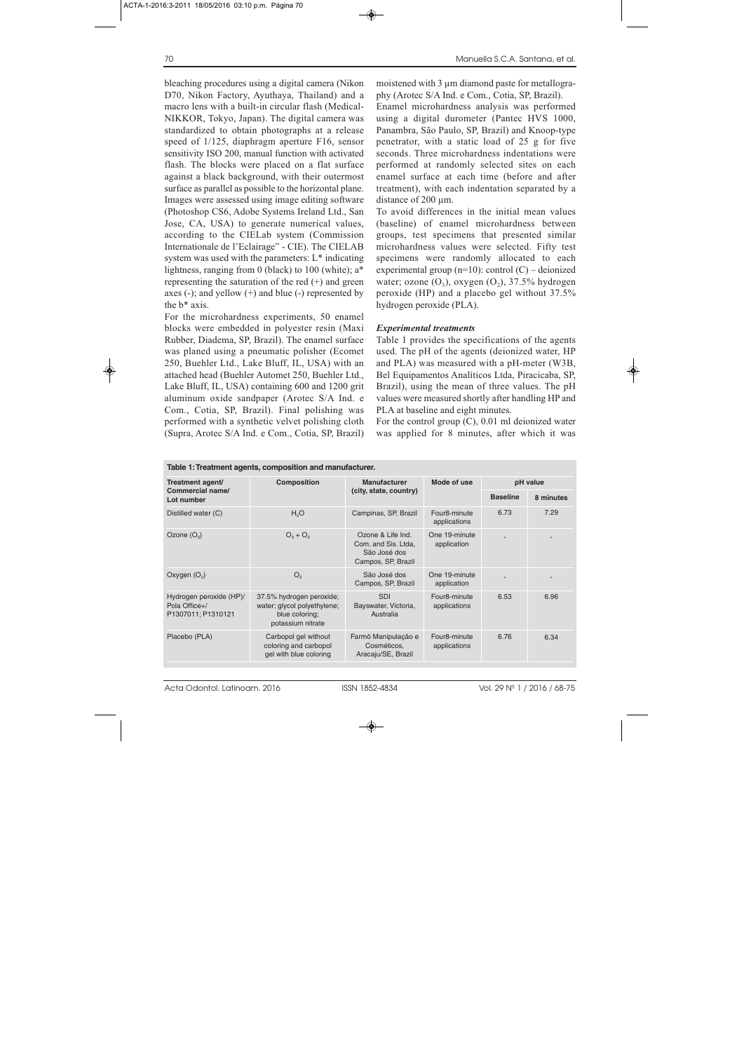bleaching procedures using a digital camera (Nikon D70, Nikon Factory, Ayuthaya, Thailand) and a macro lens with a built-in circular flash (Medical-NIKKOR, Tokyo, Japan). The digital camera was standardized to obtain photographs at a release speed of 1/125, diaphragm aperture F16, sensor sensitivity ISO 200, manual function with activated flash. The blocks were placed on a flat surface against a black background, with their outermost surface as parallel as possible to the horizontal plane. Images were assessed using image editing software (Photoshop CS6, Adobe Systems Ireland Ltd., San Jose, CA, USA) to generate numerical values, according to the CIELab system (Commission Internationale de l'Eclairage" - CIE). The CIELAB system was used with the parameters: L* indicating lightness, ranging from 0 (black) to 100 (white); a* representing the saturation of the red (+) and green axes (-); and yellow (+) and blue (-) represented by the b* axis.

For the microhardness experiments, 50 enamel blocks were embedded in polyester resin (Maxi Rubber, Diadema, SP, Brazil). The enamel surface was planed using a pneumatic polisher (Ecomet 250, Buehler Ltd., Lake Bluff, IL, USA) with an attached head (Buehler Automet 250, Buehler Ltd., Lake Bluff, IL, USA) containing 600 and 1200 grit aluminum oxide sandpaper (Arotec S/A Ind. e Com., Cotia, SP, Brazil). Final polishing was performed with a synthetic velvet polishing cloth (Supra, Arotec S/A Ind. e Com., Cotia, SP, Brazil) moistened with 3 µm diamond paste for metallography (Arotec S/A Ind. e Com., Cotia, SP, Brazil).

Enamel microhardness analysis was performed using a digital durometer (Pantec HVS 1000, Panambra, São Paulo, SP, Brazil) and Knoop-type penetrator, with a static load of 25 g for five seconds. Three microhardness indentations were performed at randomly selected sites on each enamel surface at each time (before and after treatment), with each indentation separated by a distance of 200 µm.

To avoid differences in the initial mean values (baseline) of enamel microhardness between groups, test specimens that presented similar microhardness values were selected. Fifty test specimens were randomly allocated to each experimental group (n=10): control (C) – deionized water; ozone ($O_3$), oxygen ($O_2$), 37.5% hydrogen peroxide (HP) and a placebo gel without 37.5% hydrogen peroxide (PLA).

### *Experimental treatments*

Table 1 provides the specifications of the agents used. The pH of the agents (deionized water, HP and PLA) was measured with a pH-meter (W3B, Bel Equipamentos Analíticos Ltda, Piracicaba, SP, Brazil), using the mean of three values. The pH values were measured shortly after handling HP and PLA at baseline and eight minutes.

For the control group (C), 0.01 ml deionized water was applied for 8 minutes, after which it was

**Table 1: Treatment agents, composition and manufacturer.**

| Treatment agent/ Commercial name/ Lot number | Composition | Manufacturer (city, state, country) | Mode of use | pH value | |
|---|---|---|---|---|---|
| | | | | Baseline | 8 minutes |
| Distilled water (C) | $H_2O$ | Campinas, SP, Brazil | Four8-minute applications | 6.73 | 7.29 |
| Ozone ($O_3$) | $O_3 + O_2$ | Ozone & Life Ind. Com. and Sis. Ltda, São José dos Campos, SP, Brazil | One 19-minute application | - | - |
| Oxygen ($O_2$) | $O_2$ | São José dos Campos, SP, Brazil | One 19-minute application | - | - |
| Hydrogen peroxide (HP)/ Pola Office+/ P1307011; P1310121 | 37.5% hydrogen peroxide; water; glycol polyethylene; blue coloring; potassium nitrate | SDI Bayswater, Victoria, Australia | Four8-minute applications | 6.53 | 6.96 |
| Placebo (PLA) | Carbopol gel without coloring and carbopol gel with blue coloring | Farmô Manipulação e Cosméticos, Aracaju/SE, Brazil | Four8-minute applications | 6.76 | 6.34 |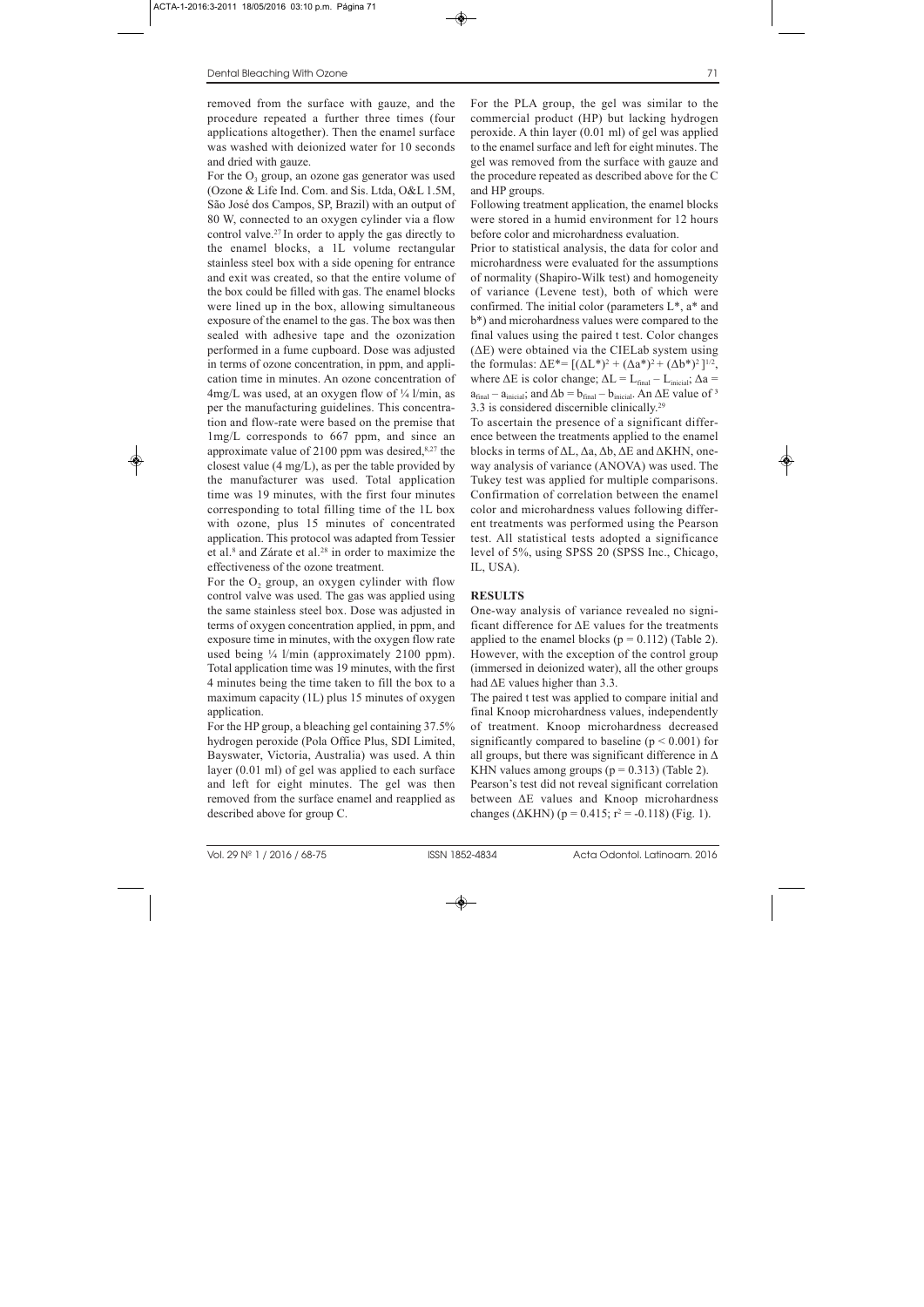removed from the surface with gauze, and the procedure repeated a further three times (four applications altogether). Then the enamel surface was washed with deionized water for 10 seconds and dried with gauze.

For the $O_3$ group, an ozone gas generator was used (Ozone & Life Ind. Com. and Sis. Ltda, O&L 1.5M, São José dos Campos, SP, Brazil) with an output of 80 W, connected to an oxygen cylinder via a flow control valve.[27] In order to apply the gas directly to the enamel blocks, a 1L volume rectangular stainless steel box with a side opening for entrance and exit was created, so that the entire volume of the box could be filled with gas. The enamel blocks were lined up in the box, allowing simultaneous exposure of the enamel to the gas. The box was then sealed with adhesive tape and the ozonization performed in a fume cupboard. Dose was adjusted in terms of ozone concentration, in ppm, and application time in minutes. An ozone concentration of 4mg/L was used, at an oxygen flow of ¼ l/min, as per the manufacturing guidelines. This concentration and flow-rate were based on the premise that 1mg/L corresponds to 667 ppm, and since an approximate value of 2100 ppm was desired,[8,27] the closest value (4 mg/L), as per the table provided by the manufacturer was used. Total application time was 19 minutes, with the first four minutes corresponding to total filling time of the 1L box with ozone, plus 15 minutes of concentrated application. This protocol was adapted from Tessier et al.[8] and Zárate et al.[28] in order to maximize the effectiveness of the ozone treatment.

For the $O_2$ group, an oxygen cylinder with flow control valve was used. The gas was applied using the same stainless steel box. Dose was adjusted in terms of oxygen concentration applied, in ppm, and exposure time in minutes, with the oxygen flow rate used being ¼ l/min (approximately 2100 ppm). Total application time was 19 minutes, with the first 4 minutes being the time taken to fill the box to a maximum capacity (1L) plus 15 minutes of oxygen application.

For the HP group, a bleaching gel containing 37.5% hydrogen peroxide (Pola Office Plus, SDI Limited, Bayswater, Victoria, Australia) was used. A thin layer (0.01 ml) of gel was applied to each surface and left for eight minutes. The gel was then removed from the surface enamel and reapplied as described above for group C.

For the PLA group, the gel was similar to the commercial product (HP) but lacking hydrogen peroxide. A thin layer (0.01 ml) of gel was applied to the enamel surface and left for eight minutes. The gel was removed from the surface with gauze and the procedure repeated as described above for the C and HP groups.

Following treatment application, the enamel blocks were stored in a humid environment for 12 hours before color and microhardness evaluation.

Prior to statistical analysis, the data for color and microhardness were evaluated for the assumptions of normality (Shapiro-Wilk test) and homogeneity of variance (Levene test), both of which were confirmed. The initial color (parameters L*, a* and b*) and microhardness values were compared to the final values using the paired t test. Color changes (ΔE) were obtained via the CIELab system using the formulas: $\Delta E^* = [(\Delta L^*)^2 + (\Delta a^*)^2 + (\Delta b^*)^2]^{1/2}$, where ΔE is color change; $\Delta L = L_{final} - L_{inicial}$; $\Delta a = a_{final} - a_{inicial}$; and $\Delta b = b_{final} - b_{inicial}$. An ΔE value of ³ 3.3 is considered discernible clinically.[29]

To ascertain the presence of a significant difference between the treatments applied to the enamel blocks in terms of ΔL, Δa, Δb, ΔE and ΔKHN, one-way analysis of variance (ANOVA) was used. The Tukey test was applied for multiple comparisons. Confirmation of correlation between the enamel color and microhardness values following different treatments was performed using the Pearson test. All statistical tests adopted a significance level of 5%, using SPSS 20 (SPSS Inc., Chicago, IL, USA).

## RESULTS

One-way analysis of variance revealed no significant difference for ΔE values for the treatments applied to the enamel blocks ($p = 0.112$) (Table 2). However, with the exception of the control group (immersed in deionized water), all the other groups had ΔE values higher than 3.3.

The paired t test was applied to compare initial and final Knoop microhardness values, independently of treatment. Knoop microhardness decreased significantly compared to baseline ($p < 0.001$) for all groups, but there was significant difference in Δ KHN values among groups ($p = 0.313$) (Table 2).

Pearson's test did not reveal significant correlation between ΔE values and Knoop microhardness changes (ΔKHN) ($p = 0.415$; $r^2 = -0.118$) (Fig. 1).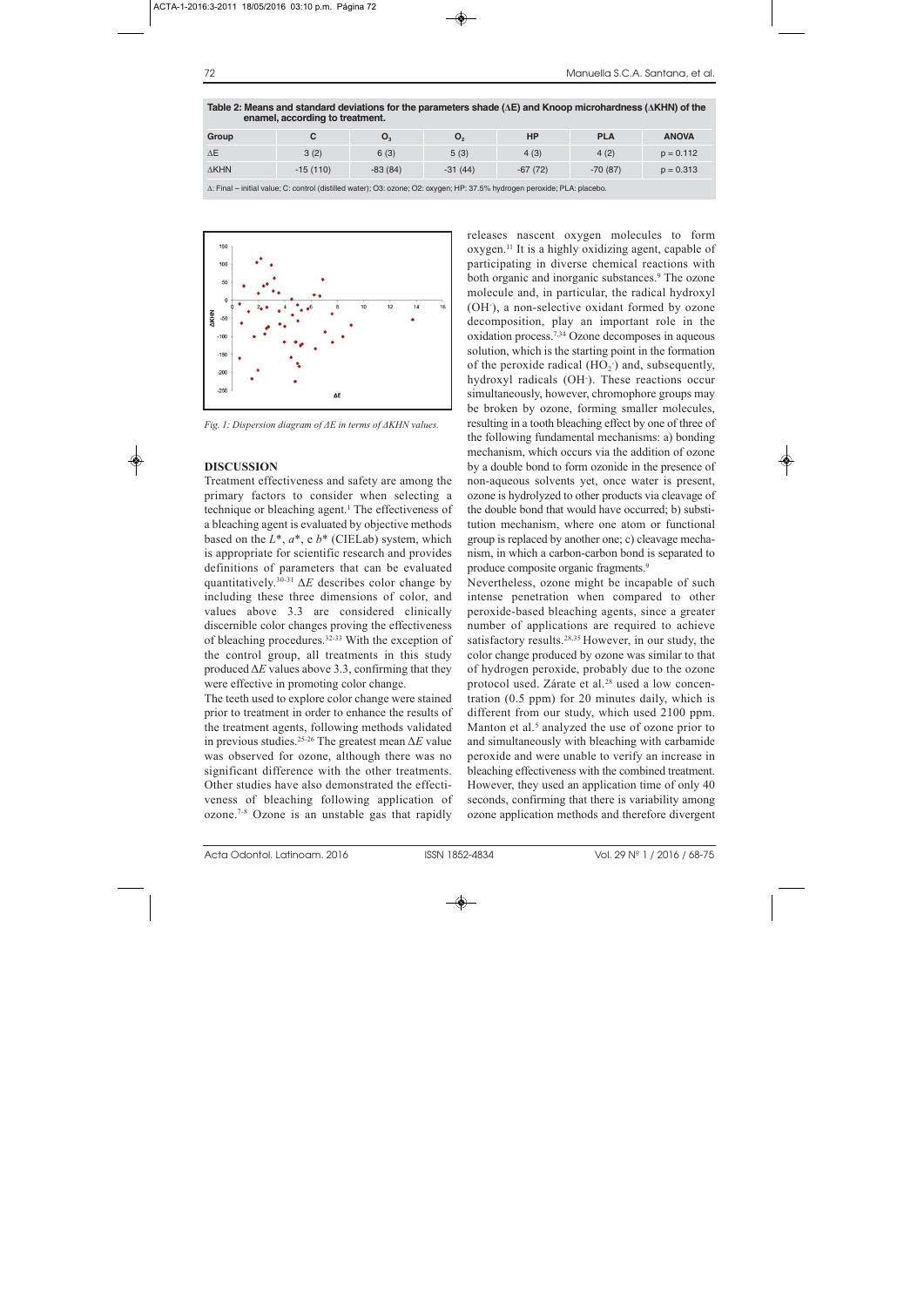**Table 2: Means and standard deviations for the parameters shade (ΔE) and Knoop microhardness (ΔKHN) of the enamel, according to treatment.**

| Group | C | $O_3$ | $O_2$ | HP | PLA | ANOVA |
|---|---|---|---|---|---|---|
| ΔE | 3 (2) | 6 (3) | 5 (3) | 4 (3) | 4 (2) | p = 0.112 |
| ΔKHN | -15 (110) | -83 (84) | -31 (44) | -67 (72) | -70 (87) | p = 0.313 |

Δ: Final – initial value; C: control (distilled water); O3: ozone; O2: oxygen; HP: 37.5% hydrogen peroxide; PLA: placebo.

*Fig. 1: Dispersion diagram of ΔE in terms of ΔKHN values.*

## DISCUSSION

Treatment effectiveness and safety are among the primary factors to consider when selecting a technique or bleaching agent.[1] The effectiveness of a bleaching agent is evaluated by objective methods based on the $L^*$, $a^*$, e $b^*$ (CIELab) system, which is appropriate for scientific research and provides definitions of parameters that can be evaluated quantitatively.[30-31] $\Delta E$ describes color change by including these three dimensions of color, and values above 3.3 are considered clinically discernible color changes proving the effectiveness of bleaching procedures.[32-33] With the exception of the control group, all treatments in this study produced $\Delta E$ values above 3.3, confirming that they were effective in promoting color change.

The teeth used to explore color change were stained prior to treatment in order to enhance the results of the treatment agents, following methods validated in previous studies.[25-26] The greatest mean $\Delta E$ value was observed for ozone, although there was no significant difference with the other treatments. Other studies have also demonstrated the effectiveness of bleaching following application of ozone.[7-8] Ozone is an unstable gas that rapidly releases nascent oxygen molecules to form oxygen.[11] It is a highly oxidizing agent, capable of participating in diverse chemical reactions with both organic and inorganic substances.[9] The ozone molecule and, in particular, the radical hydroxyl ($OH^-$), a non-selective oxidant formed by ozone decomposition, play an important role in the oxidation process.[7,34] Ozone decomposes in aqueous solution, which is the starting point in the formation of the peroxide radical ($HO_2^-$) and, subsequently, hydroxyl radicals ($OH^-$). These reactions occur simultaneously, however, chromophore groups may be broken by ozone, forming smaller molecules, resulting in a tooth bleaching effect by one of three of the following fundamental mechanisms: a) bonding mechanism, which occurs via the addition of ozone by a double bond to form ozonide in the presence of non-aqueous solvents yet, once water is present, ozone is hydrolyzed to other products via cleavage of the double bond that would have occurred; b) substitution mechanism, where one atom or functional group is replaced by another one; c) cleavage mechanism, in which a carbon-carbon bond is separated to produce composite organic fragments.[9]

Nevertheless, ozone might be incapable of such intense penetration when compared to other peroxide-based bleaching agents, since a greater number of applications are required to achieve satisfactory results.[28,35] However, in our study, the color change produced by ozone was similar to that of hydrogen peroxide, probably due to the ozone protocol used. Zárate et al.[28] used a low concentration (0.5 ppm) for 20 minutes daily, which is different from our study, which used 2100 ppm. Manton et al.[5] analyzed the use of ozone prior to and simultaneously with bleaching with carbamide peroxide and were unable to verify an increase in bleaching effectiveness with the combined treatment. However, they used an application time of only 40 seconds, confirming that there is variability among ozone application methods and therefore divergent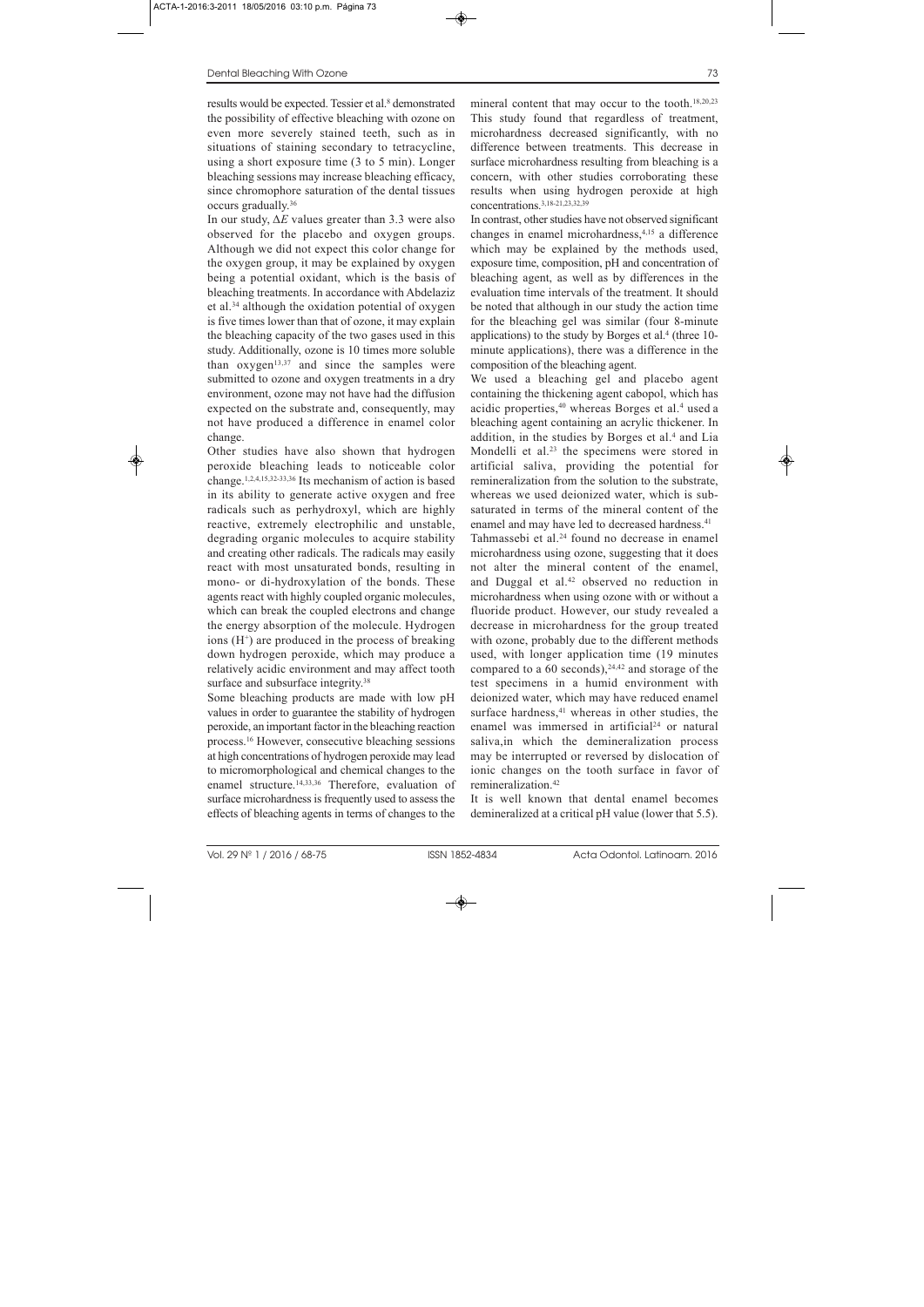results would be expected. Tessier et al.[8] demonstrated the possibility of effective bleaching with ozone on even more severely stained teeth, such as in situations of staining secondary to tetracycline, using a short exposure time (3 to 5 min). Longer bleaching sessions may increase bleaching efficacy, since chromophore saturation of the dental tissues occurs gradually.[36]

In our study, $\Delta E$ values greater than 3.3 were also observed for the placebo and oxygen groups. Although we did not expect this color change for the oxygen group, it may be explained by oxygen being a potential oxidant, which is the basis of bleaching treatments. In accordance with Abdelaziz et al.[34] although the oxidation potential of oxygen is five times lower than that of ozone, it may explain the bleaching capacity of the two gases used in this study. Additionally, ozone is 10 times more soluble than oxygen[13,37] and since the samples were submitted to ozone and oxygen treatments in a dry environment, ozone may not have had the diffusion expected on the substrate and, consequently, may not have produced a difference in enamel color change.

Other studies have also shown that hydrogen peroxide bleaching leads to noticeable color change.[1,2,4,15,32-33,36] Its mechanism of action is based in its ability to generate active oxygen and free radicals such as perhydroxyl, which are highly reactive, extremely electrophilic and unstable, degrading organic molecules to acquire stability and creating other radicals. The radicals may easily react with most unsaturated bonds, resulting in mono- or di-hydroxylation of the bonds. These agents react with highly coupled organic molecules, which can break the coupled electrons and change the energy absorption of the molecule. Hydrogen ions ($H^+$) are produced in the process of breaking down hydrogen peroxide, which may produce a relatively acidic environment and may affect tooth surface and subsurface integrity.[38]

Some bleaching products are made with low pH values in order to guarantee the stability of hydrogen peroxide, an important factor in the bleaching reaction process.[16] However, consecutive bleaching sessions at high concentrations of hydrogen peroxide may lead to micromorphological and chemical changes to the enamel structure.[14,33,36] Therefore, evaluation of surface microhardness is frequently used to assess the effects of bleaching agents in terms of changes to the mineral content that may occur to the tooth.[18,20,23] This study found that regardless of treatment, microhardness decreased significantly, with no difference between treatments. This decrease in surface microhardness resulting from bleaching is a concern, with other studies corroborating these results when using hydrogen peroxide at high concentrations.[3,18-21,23,32,39]

In contrast, other studies have not observed significant changes in enamel microhardness,[4,15] a difference which may be explained by the methods used, exposure time, composition, pH and concentration of bleaching agent, as well as by differences in the evaluation time intervals of the treatment. It should be noted that although in our study the action time for the bleaching gel was similar (four 8-minute applications) to the study by Borges et al.[4] (three 10-minute applications), there was a difference in the composition of the bleaching agent.

We used a bleaching gel and placebo agent containing the thickening agent cabopol, which has acidic properties,[40] whereas Borges et al.[4] used a bleaching agent containing an acrylic thickener. In addition, in the studies by Borges et al.[4] and Lia Mondelli et al.[23] the specimens were stored in artificial saliva, providing the potential for remineralization from the solution to the substrate, whereas we used deionized water, which is sub-saturated in terms of the mineral content of the enamel and may have led to decreased hardness.[41]

Tahmassebi et al.[24] found no decrease in enamel microhardness using ozone, suggesting that it does not alter the mineral content of the enamel, and Duggal et al.[42] observed no reduction in microhardness when using ozone with or without a fluoride product. However, our study revealed a decrease in microhardness for the group treated with ozone, probably due to the different methods used, with longer application time (19 minutes compared to a 60 seconds),[24,42] and storage of the test specimens in a humid environment with deionized water, which may have reduced enamel surface hardness,[41] whereas in other studies, the enamel was immersed in artificial[24] or natural saliva,in which the demineralization process may be interrupted or reversed by dislocation of ionic changes on the tooth surface in favor of remineralization.[42]

It is well known that dental enamel becomes demineralized at a critical pH value (lower that 5.5).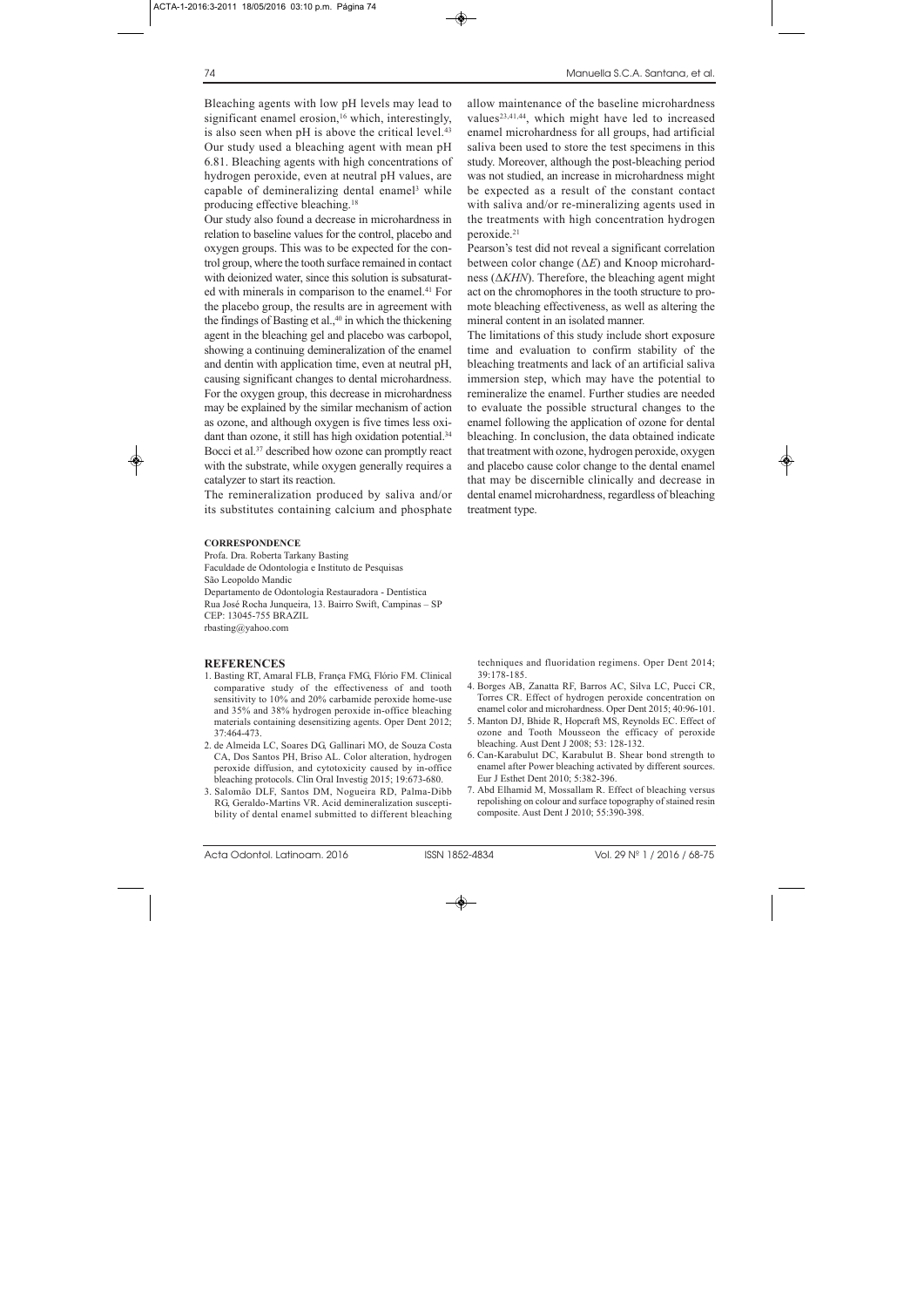Bleaching agents with low pH levels may lead to significant enamel erosion,[16] which, interestingly, is also seen when pH is above the critical level.[43] Our study used a bleaching agent with mean pH 6.81. Bleaching agents with high concentrations of hydrogen peroxide, even at neutral pH values, are capable of demineralizing dental enamel[3] while producing effective bleaching.[18]

Our study also found a decrease in microhardness in relation to baseline values for the control, placebo and oxygen groups. This was to be expected for the control group, where the tooth surface remained in contact with deionized water, since this solution is subsaturated with minerals in comparison to the enamel.[41] For the placebo group, the results are in agreement with the findings of Basting et al.,[40] in which the thickening agent in the bleaching gel and placebo was carbopol, showing a continuing demineralization of the enamel and dentin with application time, even at neutral pH, causing significant changes to dental microhardness. For the oxygen group, this decrease in microhardness may be explained by the similar mechanism of action as ozone, and although oxygen is five times less oxidant than ozone, it still has high oxidation potential.[34] Bocci et al.[37] described how ozone can promptly react with the substrate, while oxygen generally requires a catalyzer to start its reaction.

The remineralization produced by saliva and/or its substitutes containing calcium and phosphate allow maintenance of the baseline microhardness values[23,41,44], which might have led to increased enamel microhardness for all groups, had artificial saliva been used to store the test specimens in this study. Moreover, although the post-bleaching period was not studied, an increase in microhardness might be expected as a result of the constant contact with saliva and/or re-mineralizing agents used in the treatments with high concentration hydrogen peroxide.[21]

Pearson's test did not reveal a significant correlation between color change ($\Delta E$) and Knoop microhardness ($\Delta KHN$). Therefore, the bleaching agent might act on the chromophores in the tooth structure to promote bleaching effectiveness, as well as altering the mineral content in an isolated manner.

The limitations of this study include short exposure time and evaluation to confirm stability of the bleaching treatments and lack of an artificial saliva immersion step, which may have the potential to remineralize the enamel. Further studies are needed to evaluate the possible structural changes to the enamel following the application of ozone for dental bleaching. In conclusion, the data obtained indicate that treatment with ozone, hydrogen peroxide, oxygen and placebo cause color change to the dental enamel that may be discernible clinically and decrease in dental enamel microhardness, regardless of bleaching treatment type.

#### CORRESPONDENCE

Profa. Dra. Roberta Tarkany Basting
Faculdade de Odontologia e Instituto de Pesquisas
São Leopoldo Mandic
Departamento de Odontologia Restauradora - Dentística
Rua José Rocha Junqueira, 13. Bairro Swift, Campinas – SP
CEP: 13045-755 BRAZIL
rbasting@yahoo.com

## REFERENCES

1. Basting RT, Amaral FLB, França FMG, Flório FM. Clinical comparative study of the effectiveness of and tooth sensitivity to 10% and 20% carbamide peroxide home-use and 35% and 38% hydrogen peroxide in-office bleaching materials containing desensitizing agents. Oper Dent 2012; 37:464-473.
2. de Almeida LC, Soares DG, Gallinari MO, de Souza Costa CA, Dos Santos PH, Briso AL. Color alteration, hydrogen peroxide diffusion, and cytotoxicity caused by in-office bleaching protocols. Clin Oral Investig 2015; 19:673-680.
3. Salomão DLF, Santos DM, Nogueira RD, Palma-Dibb RG, Geraldo-Martins VR. Acid demineralization susceptibility of dental enamel submitted to different bleaching techniques and fluoridation regimens. Oper Dent 2014; 39:178-185.
4. Borges AB, Zanatta RF, Barros AC, Silva LC, Pucci CR, Torres CR. Effect of hydrogen peroxide concentration on enamel color and microhardness. Oper Dent 2015; 40:96-101.
5. Manton DJ, Bhide R, Hopcraft MS, Reynolds EC. Effect of ozone and Tooth Mousseon the efficacy of peroxide bleaching. Aust Dent J 2008; 53: 128-132.
6. Can-Karabulut DC, Karabulut B. Shear bond strength to enamel after Power bleaching activated by different sources. Eur J Esthet Dent 2010; 5:382-396.
7. Abd Elhamid M, Mossallam R. Effect of bleaching versus repolishing on colour and surface topography of stained resin composite. Aust Dent J 2010; 55:390-398.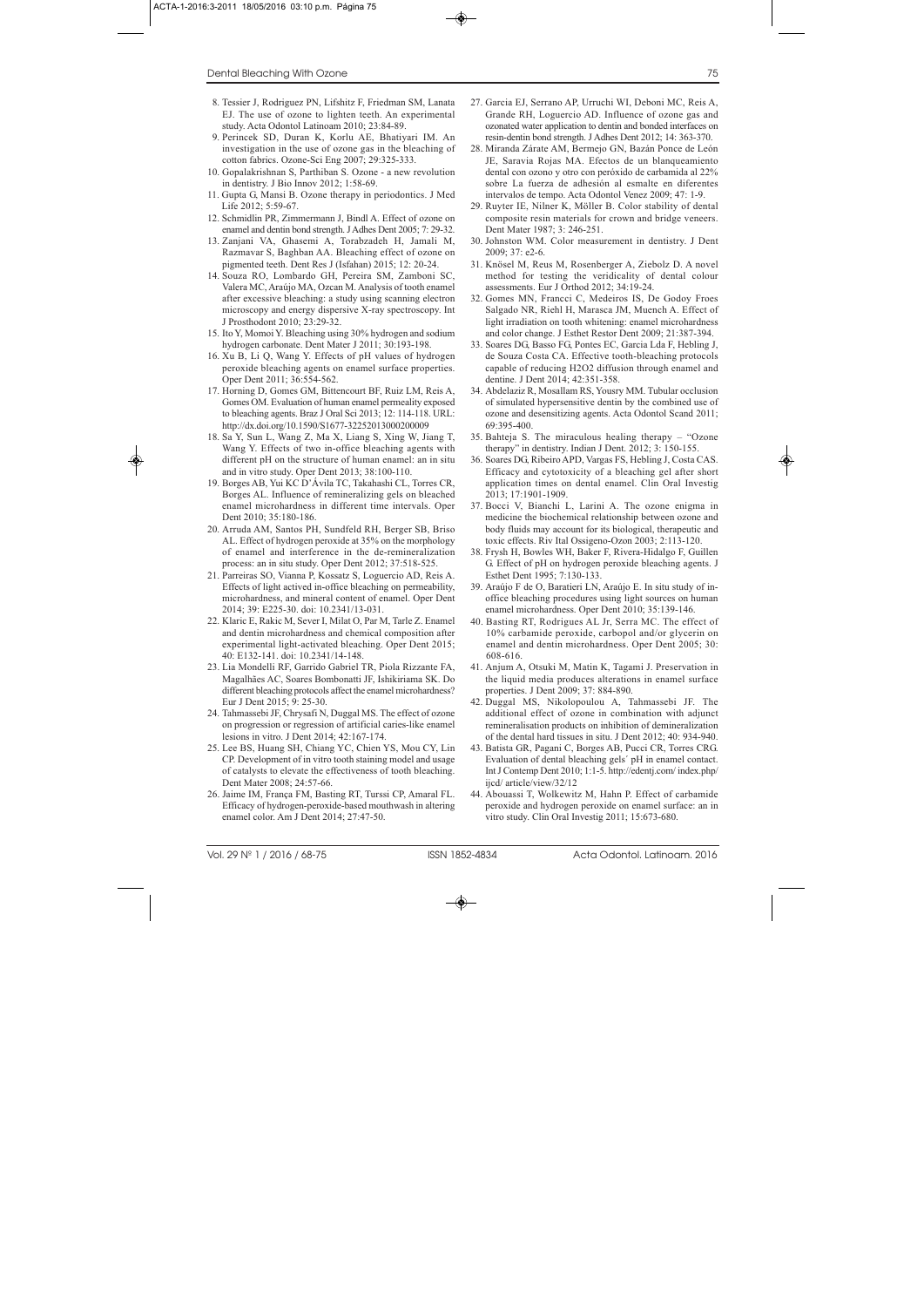8. Tessier J, Rodriguez PN, Lifshitz F, Friedman SM, Lanata EJ. The use of ozone to lighten teeth. An experimental study. Acta Odontol Latinoam 2010; 23:84-89.
9. Perincek SD, Duran K, Korlu AE, Bhatiyari IM. An investigation in the use of ozone gas in the bleaching of cotton fabrics. Ozone-Sci Eng 2007; 29:325-333.
10. Gopalakrishnan S, Parthiban S. Ozone - a new revolution in dentistry. J Bio Innov 2012; 1:58-69.
11. Gupta G, Mansi B. Ozone therapy in periodontics. J Med Life 2012; 5:59-67.
12. Schmidlin PR, Zimmermann J, Bindl A. Effect of ozone on enamel and dentin bond strength. J Adhes Dent 2005; 7: 29-32.
13. Zanjani VA, Ghasemi A, Torabzadeh H, Jamali M, Razmavar S, Baghban AA. Bleaching effect of ozone on pigmented teeth. Dent Res J (Isfahan) 2015; 12: 20-24.
14. Souza RO, Lombardo GH, Pereira SM, Zamboni SC, Valera MC, Araújo MA, Ozcan M. Analysis of tooth enamel after excessive bleaching: a study using scanning electron microscopy and energy dispersive X-ray spectroscopy. Int J Prosthodont 2010; 23:29-32.
15. Ito Y, Momoi Y. Bleaching using 30% hydrogen and sodium hydrogen carbonate. Dent Mater J 2011; 30:193-198.
16. Xu B, Li Q, Wang Y. Effects of pH values of hydrogen peroxide bleaching agents on enamel surface properties. Oper Dent 2011; 36:554-562.
17. Horning D, Gomes GM, Bittencourt BF, Ruiz LM, Reis A, Gomes OM. Evaluation of human enamel permeality exposed to bleaching agents. Braz J Oral Sci 2013; 12: 114-118. URL: http://dx.doi.org/10.1590/S1677-32252013000200009
18. Sa Y, Sun L, Wang Z, Ma X, Liang S, Xing W, Jiang T, Wang Y. Effects of two in-office bleaching agents with different pH on the structure of human enamel: an in situ and in vitro study. Oper Dent 2013; 38:100-110.
19. Borges AB, Yui KC D'Ávila TC, Takahashi CL, Torres CR, Borges AL. Influence of remineralizing gels on bleached enamel microhardness in different time intervals. Oper Dent 2010; 35:180-186.
20. Arruda AM, Santos PH, Sundfeld RH, Berger SB, Briso AL. Effect of hydrogen peroxide at 35% on the morphology of enamel and interference in the de-remineralization process: an in situ study. Oper Dent 2012; 37:518-525.
21. Parreiras SO, Vianna P, Kossatz S, Loguercio AD, Reis A. Effects of light actived in-office bleaching on permeability, microhardness, and mineral content of enamel. Oper Dent 2014; 39: E225-30. doi: 10.2341/13-031.
22. Klaric E, Rakic M, Sever I, Milat O, Par M, Tarle Z. Enamel and dentin microhardness and chemical composition after experimental light-activated bleaching. Oper Dent 2015; 40: E132-141. doi: 10.2341/14-148.
23. Lia Mondelli RF, Garrido Gabriel TR, Piola Rizzante FA, Magalhães AC, Soares Bombonatti JF, Ishikiriama SK. Do different bleaching protocols affect the enamel microhardness? Eur J Dent 2015; 9: 25-30.
24. Tahmassebi JF, Chrysafi N, Duggal MS. The effect of ozone on progression or regression of artificial caries-like enamel lesions in vitro. J Dent 2014; 42:167-174.
25. Lee BS, Huang SH, Chiang YC, Chien YS, Mou CY, Lin CP. Development of in vitro tooth staining model and usage of catalysts to elevate the effectiveness of tooth bleaching. Dent Mater 2008; 24:57-66.
26. Jaime IM, França FM, Basting RT, Turssi CP, Amaral FL. Efficacy of hydrogen-peroxide-based mouthwash in altering enamel color. Am J Dent 2014; 27:47-50.
27. Garcia EJ, Serrano AP, Urruchi WI, Deboni MC, Reis A, Grande RH, Loguercio AD. Influence of ozone gas and ozonated water application to dentin and bonded interfaces on resin-dentin bond strength. J Adhes Dent 2012; 14: 363-370.
28. Miranda Zárate AM, Bermejo GN, Bazán Ponce de León JE, Saravia Rojas MA. Efectos de un blanqueamiento dental con ozono y otro con peróxido de carbamida al 22% sobre La fuerza de adhesión al esmalte en diferentes intervalos de tempo. Acta Odontol Venez 2009; 47: 1-9.
29. Ruyter IE, Nilner K, Möller B. Color stability of dental composite resin materials for crown and bridge veneers. Dent Mater 1987; 3: 246-251.
30. Johnston WM. Color measurement in dentistry. J Dent 2009; 37: e2-6.
31. Knösel M, Reus M, Rosenberger A, Ziebolz D. A novel method for testing the veridicality of dental colour assessments. Eur J Orthod 2012; 34:19-24.
32. Gomes MN, Francci C, Medeiros IS, De Godoy Froes Salgado NR, Riehl H, Marasca JM, Muench A. Effect of light irradiation on tooth whitening: enamel microhardness and color change. J Esthet Restor Dent 2009; 21:387-394.
33. Soares DG, Basso FG, Pontes EC, Garcia Lda F, Hebling J, de Souza Costa CA. Effective tooth-bleaching protocols capable of reducing H2O2 diffusion through enamel and dentine. J Dent 2014; 42:351-358.
34. Abdelaziz R, Mosallam RS, Yousry MM. Tubular occlusion of simulated hypersensitive dentin by the combined use of ozone and desensitizing agents. Acta Odontol Scand 2011; 69:395-400.
35. Bahteja S. The miraculous healing therapy – "Ozone therapy" in dentistry. Indian J Dent. 2012; 3: 150-155.
36. Soares DG, Ribeiro APD, Vargas FS, Hebling J, Costa CAS. Efficacy and cytotoxicity of a bleaching gel after short application times on dental enamel. Clin Oral Investig 2013; 17:1901-1909.
37. Bocci V, Bianchi L, Larini A. The ozone enigma in medicine the biochemical relationship between ozone and body fluids may account for its biological, therapeutic and toxic effects. Riv Ital Ossigeno-Ozon 2003; 2:113-120.
38. Frysh H, Bowles WH, Baker F, Rivera-Hidalgo F, Guillen G. Effect of pH on hydrogen peroxide bleaching agents. J Esthet Dent 1995; 7:130-133.
39. Araújo F de O, Baratieri LN, Araújo E. In situ study of in-office bleaching procedures using light sources on human enamel microhardness. Oper Dent 2010; 35:139-146.
40. Basting RT, Rodrigues AL Jr, Serra MC. The effect of 10% carbamide peroxide, carbopol and/or glycerin on enamel and dentin microhardness. Oper Dent 2005; 30: 608-616.
41. Anjum A, Otsuki M, Matin K, Tagami J. Preservation in the liquid media produces alterations in enamel surface properties. J Dent 2009; 37: 884-890.
42. Duggal MS, Nikolopoulou A, Tahmassebi JF. The additional effect of ozone in combination with adjunct remineralisation products on inhibition of demineralization of the dental hard tissues in situ. J Dent 2012; 40: 934-940.
43. Batista GR, Pagani C, Borges AB, Pucci CR, Torres CRG. Evaluation of dental bleaching gels´ pH in enamel contact. Int J Contemp Dent 2010; 1:1-5. http://edentj.com/ index.php/ ijcd/ article/view/32/12
44. Abouassi T, Wolkewitz M, Hahn P. Effect of carbamide peroxide and hydrogen peroxide on enamel surface: an in vitro study. Clin Oral Investig 2011; 15:673-680.